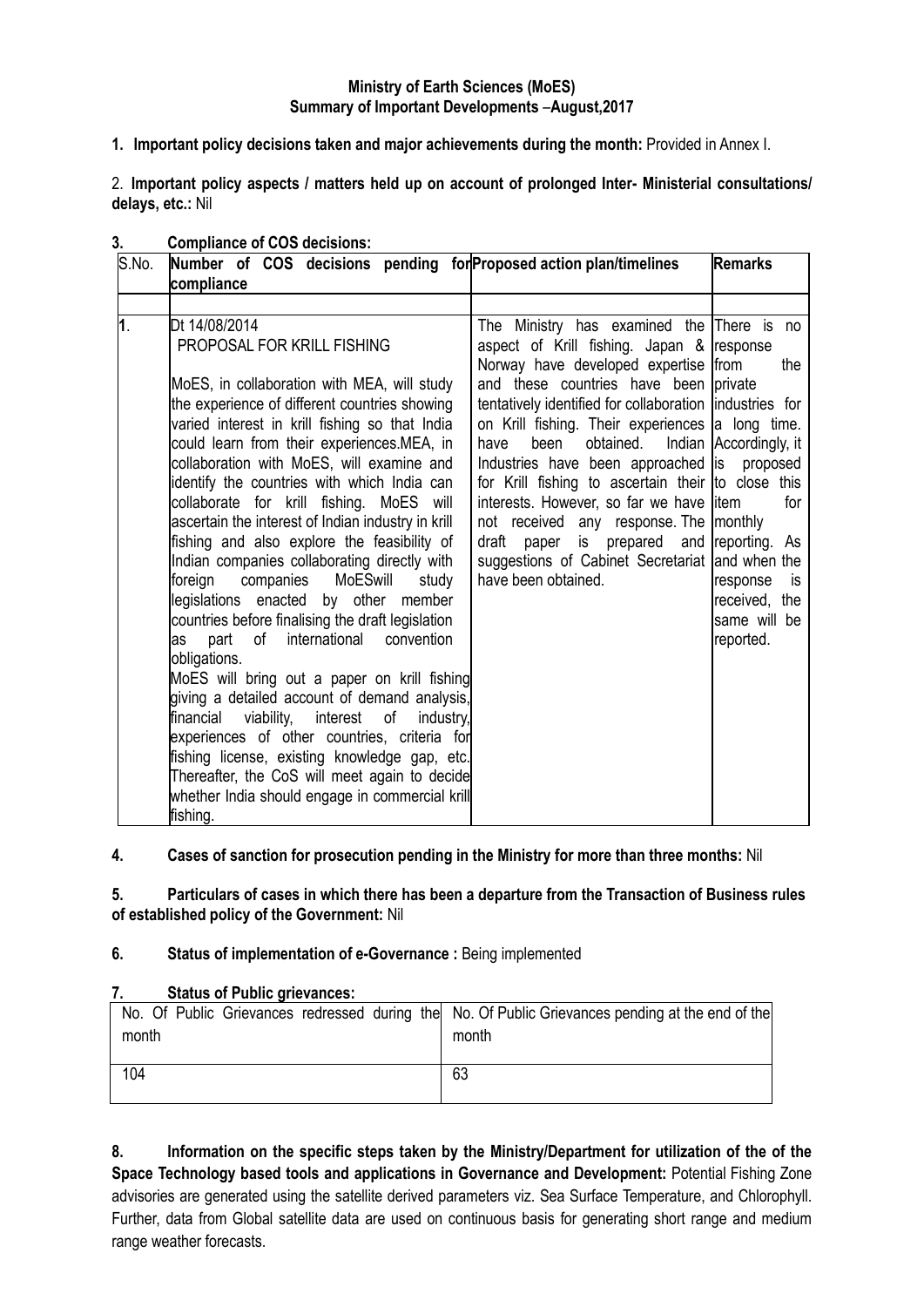**Ministry of Earth Sciences (MoES)**
**Summary of Important Developments –August,2017**

1. **Important policy decisions taken and major achievements during the month:** Provided in Annex I.

2. **Important policy aspects / matters held up on account of prolonged Inter- Ministerial consultations/ delays, etc.:** Nil

3. **Compliance of COS decisions:**

| S.No. | Number of COS decisions pending for compliance | Proposed action plan/timelines | Remarks |
|---|---|---|---|
| 1. | Dt 14/08/2014<br>PROPOSAL FOR KRILL FISHING<br><br>MoES, in collaboration with MEA, will study the experience of different countries showing varied interest in krill fishing so that India could learn from their experiences.MEA, in collaboration with MoES, will examine and identify the countries with which India can collaborate for krill fishing. MoES will ascertain the interest of Indian industry in krill fishing and also explore the feasibility of Indian companies collaborating directly with foreign companies MoESwill study legislations enacted by other member countries before finalising the draft legislation as part of international convention obligations.<br>MoES will bring out a paper on krill fishing giving a detailed account of demand analysis, financial viability, interest of industry, experiences of other countries, criteria for fishing license, existing knowledge gap, etc. Thereafter, the CoS will meet again to decide whether India should engage in commercial krill fishing. | The Ministry has examined the aspect of Krill fishing. Japan & Norway have developed expertise and these countries have been tentatively identified for collaboration on Krill fishing. Their experiences have been obtained. Indian Industries have been approached for Krill fishing to ascertain their interests. However, so far we have not received any response. The draft paper is prepared and suggestions of Cabinet Secretariat have been obtained. | There is no response from the private industries for a long time. Accordingly, it is proposed to close this item for monthly reporting. As and when the response is received, the same will be reported. |

4. **Cases of sanction for prosecution pending in the Ministry for more than three months:** Nil

5. **Particulars of cases in which there has been a departure from the Transaction of Business rules of established policy of the Government:** Nil

6. **Status of implementation of e-Governance :** Being implemented

7. **Status of Public grievances:**

| No. Of Public Grievances redressed during the month | No. Of Public Grievances pending at the end of the month |
|---|---|
| 104 | 63 |

8. **Information on the specific steps taken by the Ministry/Department for utilization of the of the Space Technology based tools and applications in Governance and Development:** Potential Fishing Zone advisories are generated using the satellite derived parameters viz. Sea Surface Temperature, and Chlorophyll. Further, data from Global satellite data are used on continuous basis for generating short range and medium range weather forecasts.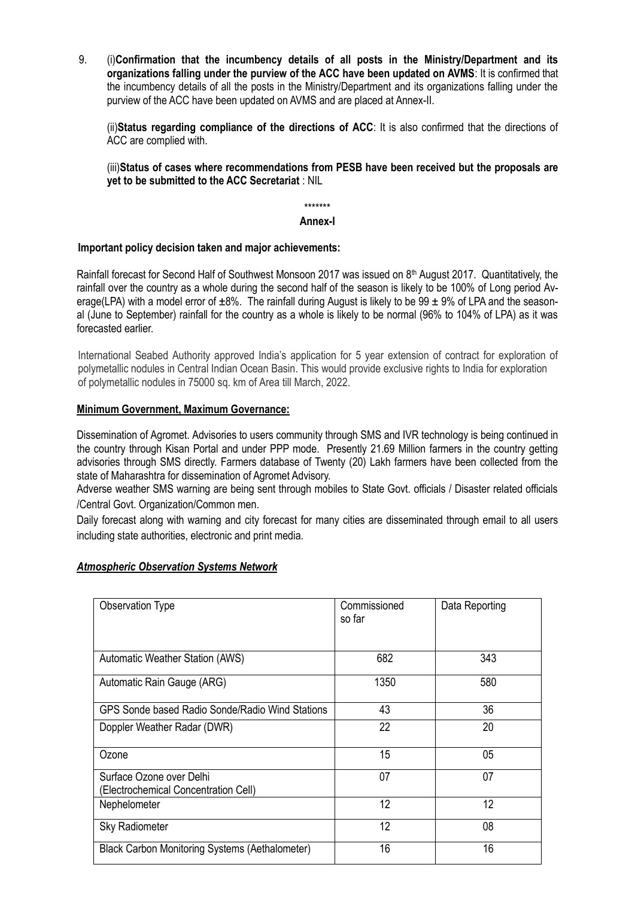9. (i)**Confirmation that the incumbency details of all posts in the Ministry/Department and its organizations falling under the purview of the ACC have been updated on AVMS**: It is confirmed that the incumbency details of all the posts in the Ministry/Department and its organizations falling under the purview of the ACC have been updated on AVMS and are placed at Annex-II.

   (ii)**Status regarding compliance of the directions of ACC**: It is also confirmed that the directions of ACC are complied with.

   (iii)**Status of cases where recommendations from PESB have been received but the proposals are yet to be submitted to the ACC Secretariat** : NIL

*******

**Annex-I**

**Important policy decision taken and major achievements:**

Rainfall forecast for Second Half of Southwest Monsoon 2017 was issued on 8th August 2017. Quantitatively, the rainfall over the country as a whole during the second half of the season is likely to be 100% of Long period Average(LPA) with a model error of ±8%. The rainfall during August is likely to be 99 ± 9% of LPA and the seasonal (June to September) rainfall for the country as a whole is likely to be normal (96% to 104% of LPA) as it was forecasted earlier.

International Seabed Authority approved India's application for 5 year extension of contract for exploration of polymetallic nodules in Central Indian Ocean Basin. This would provide exclusive rights to India for exploration of polymetallic nodules in 75000 sq. km of Area till March, 2022.

**Minimum Government, Maximum Governance:**

Dissemination of Agromet. Advisories to users community through SMS and IVR technology is being continued in the country through Kisan Portal and under PPP mode. Presently 21.69 Million farmers in the country getting advisories through SMS directly. Farmers database of Twenty (20) Lakh farmers have been collected from the state of Maharashtra for dissemination of Agromet Advisory.

Adverse weather SMS warning are being sent through mobiles to State Govt. officials / Disaster related officials /Central Govt. Organization/Common men.

Daily forecast along with warning and city forecast for many cities are disseminated through email to all users including state authorities, electronic and print media.

***Atmospheric Observation Systems Network***

| Observation Type | Commissioned so far | Data Reporting |
|---|---|---|
| Automatic Weather Station (AWS) | 682 | 343 |
| Automatic Rain Gauge (ARG) | 1350 | 580 |
| GPS Sonde based Radio Sonde/Radio Wind Stations | 43 | 36 |
| Doppler Weather Radar (DWR) | 22 | 20 |
| Ozone | 15 | 05 |
| Surface Ozone over Delhi (Electrochemical Concentration Cell) | 07 | 07 |
| Nephelometer | 12 | 12 |
| Sky Radiometer | 12 | 08 |
| Black Carbon Monitoring Systems (Aethalometer) | 16 | 16 |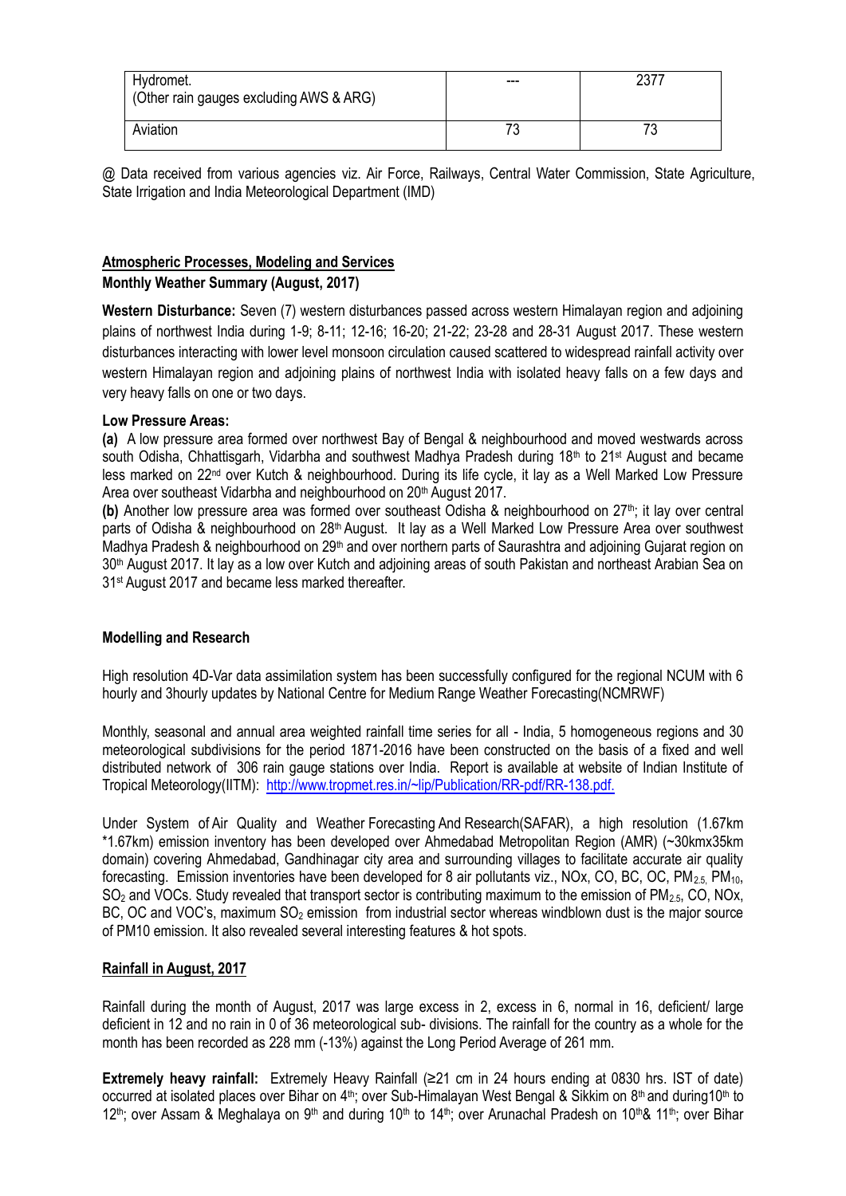| Hydromet. (Other rain gauges excluding AWS & ARG) | --- | 2377 |
|---|---|---|
| Aviation | 73 | 73 |

@ Data received from various agencies viz. Air Force, Railways, Central Water Commission, State Agriculture, State Irrigation and India Meteorological Department (IMD)

## Atmospheric Processes, Modeling and Services

**Monthly Weather Summary (August, 2017)**

**Western Disturbance:** Seven (7) western disturbances passed across western Himalayan region and adjoining plains of northwest India during 1-9; 8-11; 12-16; 16-20; 21-22; 23-28 and 28-31 August 2017. These western disturbances interacting with lower level monsoon circulation caused scattered to widespread rainfall activity over western Himalayan region and adjoining plains of northwest India with isolated heavy falls on a few days and very heavy falls on one or two days.

**Low Pressure Areas:**

**(a)** A low pressure area formed over northwest Bay of Bengal & neighbourhood and moved westwards across south Odisha, Chhattisgarh, Vidarbha and southwest Madhya Pradesh during 18th to 21st August and became less marked on 22nd over Kutch & neighbourhood. During its life cycle, it lay as a Well Marked Low Pressure Area over southeast Vidarbha and neighbourhood on 20th August 2017.

**(b)** Another low pressure area was formed over southeast Odisha & neighbourhood on 27th; it lay over central parts of Odisha & neighbourhood on 28th August. It lay as a Well Marked Low Pressure Area over southwest Madhya Pradesh & neighbourhood on 29th and over northern parts of Saurashtra and adjoining Gujarat region on 30th August 2017. It lay as a low over Kutch and adjoining areas of south Pakistan and northeast Arabian Sea on 31st August 2017 and became less marked thereafter.

**Modelling and Research**

High resolution 4D-Var data assimilation system has been successfully configured for the regional NCUM with 6 hourly and 3hourly updates by National Centre for Medium Range Weather Forecasting(NCMRWF)

Monthly, seasonal and annual area weighted rainfall time series for all - India, 5 homogeneous regions and 30 meteorological subdivisions for the period 1871-2016 have been constructed on the basis of a fixed and well distributed network of 306 rain gauge stations over India. Report is available at website of Indian Institute of Tropical Meteorology(IITM): http://www.tropmet.res.in/~lip/Publication/RR-pdf/RR-138.pdf.

Under System of Air Quality and Weather Forecasting And Research(SAFAR), a high resolution (1.67km *1.67km) emission inventory has been developed over Ahmedabad Metropolitan Region (AMR) (~30kmx35km domain) covering Ahmedabad, Gandhinagar city area and surrounding villages to facilitate accurate air quality forecasting. Emission inventories have been developed for 8 air pollutants viz., NOx, CO, BC, OC, $PM_{2.5}$, $PM_{10}$, $SO_2$ and VOCs. Study revealed that transport sector is contributing maximum to the emission of $PM_{2.5}$, CO, NOx, BC, OC and VOC's, maximum $SO_2$ emission from industrial sector whereas windblown dust is the major source of PM10 emission. It also revealed several interesting features & hot spots.

## Rainfall in August, 2017

Rainfall during the month of August, 2017 was large excess in 2, excess in 6, normal in 16, deficient/ large deficient in 12 and no rain in 0 of 36 meteorological sub- divisions. The rainfall for the country as a whole for the month has been recorded as 228 mm (-13%) against the Long Period Average of 261 mm.

**Extremely heavy rainfall:** Extremely Heavy Rainfall (≥21 cm in 24 hours ending at 0830 hrs. IST of date) occurred at isolated places over Bihar on 4th; over Sub-Himalayan West Bengal & Sikkim on 8th and during10th to 12th; over Assam & Meghalaya on 9th and during 10th to 14th; over Arunachal Pradesh on 10th& 11th; over Bihar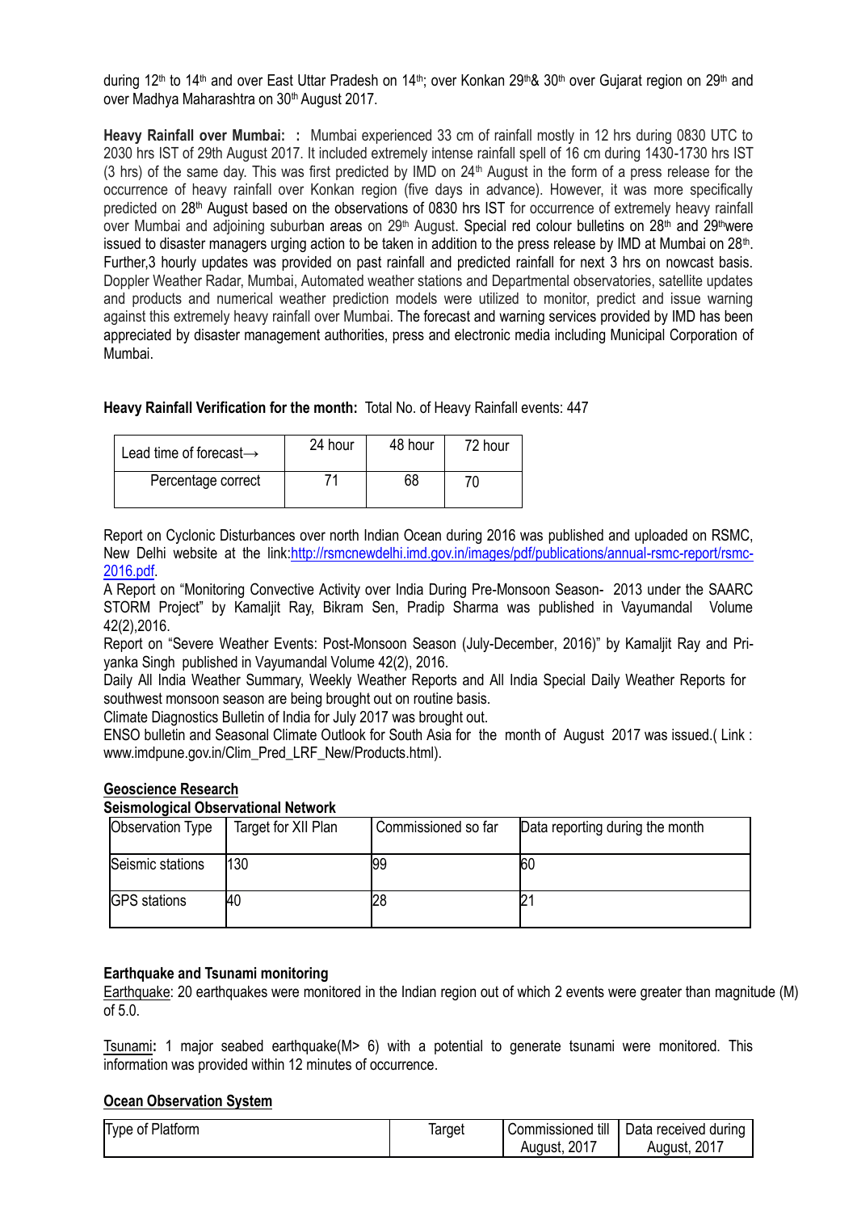during 12th to 14th and over East Uttar Pradesh on 14th; over Konkan 29th& 30th over Gujarat region on 29th and over Madhya Maharashtra on 30th August 2017.

**Heavy Rainfall over Mumbai: :** Mumbai experienced 33 cm of rainfall mostly in 12 hrs during 0830 UTC to 2030 hrs IST of 29th August 2017. It included extremely intense rainfall spell of 16 cm during 1430-1730 hrs IST (3 hrs) of the same day. This was first predicted by IMD on 24th August in the form of a press release for the occurrence of heavy rainfall over Konkan region (five days in advance). However, it was more specifically predicted on 28th August based on the observations of 0830 hrs IST for occurrence of extremely heavy rainfall over Mumbai and adjoining suburban areas on 29th August. Special red colour bulletins on 28th and 29thwere issued to disaster managers urging action to be taken in addition to the press release by IMD at Mumbai on 28th. Further,3 hourly updates was provided on past rainfall and predicted rainfall for next 3 hrs on nowcast basis. Doppler Weather Radar, Mumbai, Automated weather stations and Departmental observatories, satellite updates and products and numerical weather prediction models were utilized to monitor, predict and issue warning against this extremely heavy rainfall over Mumbai. The forecast and warning services provided by IMD has been appreciated by disaster management authorities, press and electronic media including Municipal Corporation of Mumbai.

**Heavy Rainfall Verification for the month:** Total No. of Heavy Rainfall events: 447

| Lead time of forecast→ | 24 hour | 48 hour | 72 hour |
|---|---|---|---|
| Percentage correct | 71 | 68 | 70 |

Report on Cyclonic Disturbances over north Indian Ocean during 2016 was published and uploaded on RSMC, New Delhi website at the link:http://rsmcnewdelhi.imd.gov.in/images/pdf/publications/annual-rsmc-report/rsmc-2016.pdf.

A Report on "Monitoring Convective Activity over India During Pre-Monsoon Season- 2013 under the SAARC STORM Project" by Kamaljit Ray, Bikram Sen, Pradip Sharma was published in Vayumandal Volume 42(2),2016.

Report on "Severe Weather Events: Post-Monsoon Season (July-December, 2016)" by Kamaljit Ray and Priyanka Singh published in Vayumandal Volume 42(2), 2016.

Daily All India Weather Summary, Weekly Weather Reports and All India Special Daily Weather Reports for southwest monsoon season are being brought out on routine basis.

Climate Diagnostics Bulletin of India for July 2017 was brought out.

ENSO bulletin and Seasonal Climate Outlook for South Asia for the month of August 2017 was issued.( Link : www.imdpune.gov.in/Clim_Pred_LRF_New/Products.html).

## Geoscience Research

### Seismological Observational Network

| Observation Type | Target for XII Plan | Commissioned so far | Data reporting during the month |
|---|---|---|---|
| Seismic stations | 130 | 99 | 60 |
| GPS stations | 40 | 28 | 21 |

### Earthquake and Tsunami monitoring

Earthquake: 20 earthquakes were monitored in the Indian region out of which 2 events were greater than magnitude (M) of 5.0.

Tsunami**:** 1 major seabed earthquake(M> 6) with a potential to generate tsunami were monitored. This information was provided within 12 minutes of occurrence.

## Ocean Observation System

| Type of Platform | Target | Commissioned till August, 2017 | Data received during August, 2017 |
|---|---|---|---|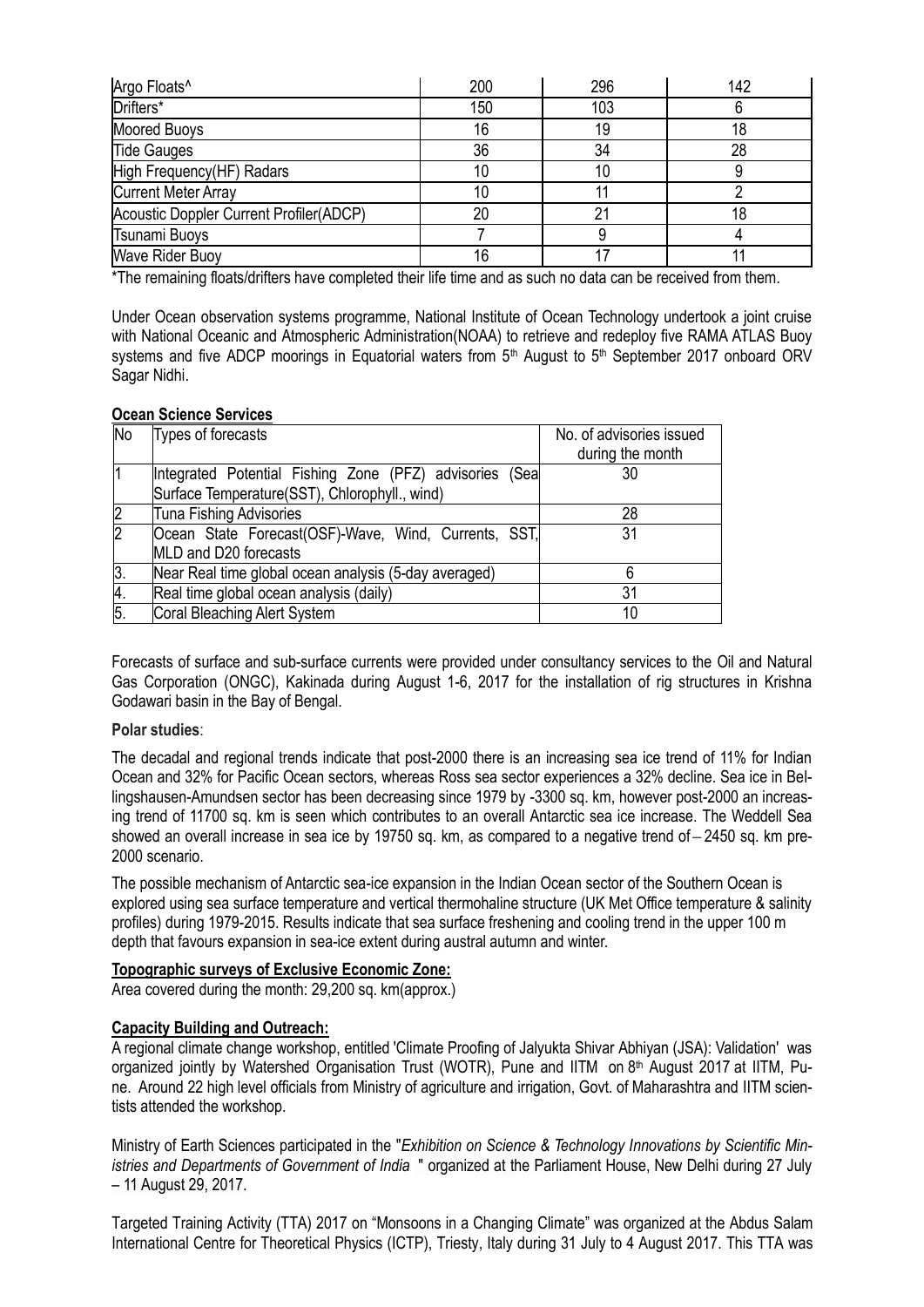| Argo Floats^ | 200 | 296 | 142 |
|---|---|---|---|
| Drifters* | 150 | 103 | 6 |
| Moored Buoys | 16 | 19 | 18 |
| Tide Gauges | 36 | 34 | 28 |
| High Frequency(HF) Radars | 10 | 10 | 9 |
| Current Meter Array | 10 | 11 | 2 |
| Acoustic Doppler Current Profiler(ADCP) | 20 | 21 | 18 |
| Tsunami Buoys | 7 | 9 | 4 |
| Wave Rider Buoy | 16 | 17 | 11 |

*The remaining floats/drifters have completed their life time and as such no data can be received from them.

Under Ocean observation systems programme, National Institute of Ocean Technology undertook a joint cruise with National Oceanic and Atmospheric Administration(NOAA) to retrieve and redeploy five RAMA ATLAS Buoy systems and five ADCP moorings in Equatorial waters from 5th August to 5th September 2017 onboard ORV Sagar Nidhi.

**Ocean Science Services**

| No | Types of forecasts | No. of advisories issued during the month |
|---|---|---|
| 1 | Integrated Potential Fishing Zone (PFZ) advisories (Sea Surface Temperature(SST), Chlorophyll., wind) | 30 |
| 2 | Tuna Fishing Advisories | 28 |
| 2 | Ocean State Forecast(OSF)-Wave, Wind, Currents, SST, MLD and D20 forecasts | 31 |
| 3. | Near Real time global ocean analysis (5-day averaged) | 6 |
| 4. | Real time global ocean analysis (daily) | 31 |
| 5. | Coral Bleaching Alert System | 10 |

Forecasts of surface and sub-surface currents were provided under consultancy services to the Oil and Natural Gas Corporation (ONGC), Kakinada during August 1-6, 2017 for the installation of rig structures in Krishna Godawari basin in the Bay of Bengal.

**Polar studies**:

The decadal and regional trends indicate that post-2000 there is an increasing sea ice trend of 11% for Indian Ocean and 32% for Pacific Ocean sectors, whereas Ross sea sector experiences a 32% decline. Sea ice in Bellingshausen-Amundsen sector has been decreasing since 1979 by -3300 sq. km, however post-2000 an increasing trend of 11700 sq. km is seen which contributes to an overall Antarctic sea ice increase. The Weddell Sea showed an overall increase in sea ice by 19750 sq. km, as compared to a negative trend of – 2450 sq. km pre-2000 scenario.

The possible mechanism of Antarctic sea-ice expansion in the Indian Ocean sector of the Southern Ocean is explored using sea surface temperature and vertical thermohaline structure (UK Met Office temperature & salinity profiles) during 1979-2015. Results indicate that sea surface freshening and cooling trend in the upper 100 m depth that favours expansion in sea-ice extent during austral autumn and winter.

**Topographic surveys of Exclusive Economic Zone:**

Area covered during the month: 29,200 sq. km(approx.)

**Capacity Building and Outreach:**

A regional climate change workshop, entitled 'Climate Proofing of Jalyukta Shivar Abhiyan (JSA): Validation' was organized jointly by Watershed Organisation Trust (WOTR), Pune and IITM on 8th August 2017 at IITM, Pune. Around 22 high level officials from Ministry of agriculture and irrigation, Govt. of Maharashtra and IITM scientists attended the workshop.

Ministry of Earth Sciences participated in the "*Exhibition on Science & Technology Innovations by Scientific Ministries and Departments of Government of India* " organized at the Parliament House, New Delhi during 27 July – 11 August 29, 2017.

Targeted Training Activity (TTA) 2017 on "Monsoons in a Changing Climate" was organized at the Abdus Salam International Centre for Theoretical Physics (ICTP), Triesty, Italy during 31 July to 4 August 2017. This TTA was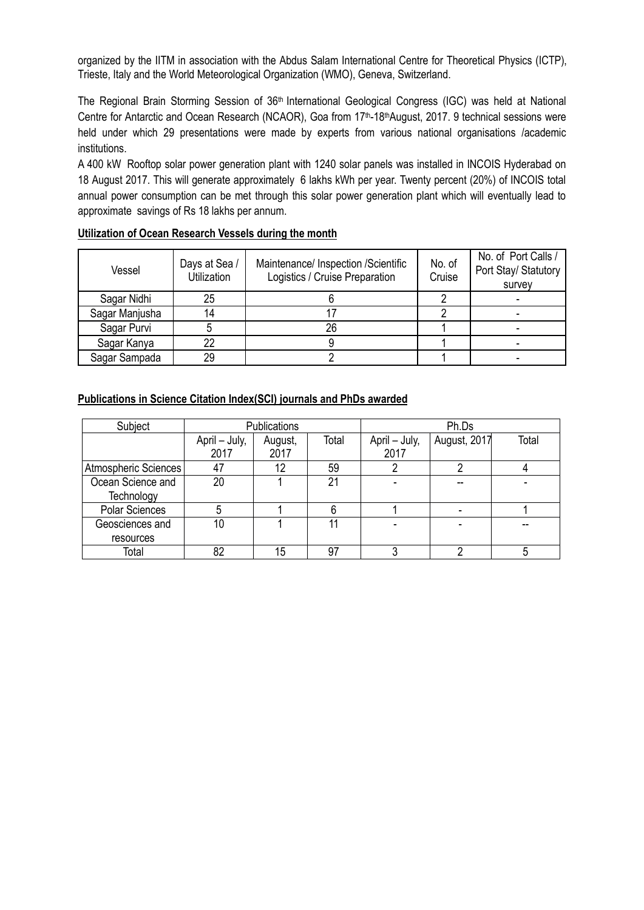organized by the IITM in association with the Abdus Salam International Centre for Theoretical Physics (ICTP), Trieste, Italy and the World Meteorological Organization (WMO), Geneva, Switzerland.

The Regional Brain Storming Session of 36th International Geological Congress (IGC) was held at National Centre for Antarctic and Ocean Research (NCAOR), Goa from 17th-18th August, 2017. 9 technical sessions were held under which 29 presentations were made by experts from various national organisations /academic institutions.

A 400 kW Rooftop solar power generation plant with 1240 solar panels was installed in INCOIS Hyderabad on 18 August 2017. This will generate approximately 6 lakhs kWh per year. Twenty percent (20%) of INCOIS total annual power consumption can be met through this solar power generation plant which will eventually lead to approximate savings of Rs 18 lakhs per annum.

**Utilization of Ocean Research Vessels during the month**

| Vessel | Days at Sea / Utilization | Maintenance/ Inspection /Scientific Logistics / Cruise Preparation | No. of Cruise | No. of Port Calls / Port Stay/ Statutory survey |
|---|---|---|---|---|
| Sagar Nidhi | 25 | 6 | 2 | - |
| Sagar Manjusha | 14 | 17 | 2 | - |
| Sagar Purvi | 5 | 26 | 1 | - |
| Sagar Kanya | 22 | 9 | 1 | - |
| Sagar Sampada | 29 | 2 | 1 | - |

**Publications in Science Citation Index(SCI) journals and PhDs awarded**

| Subject | Publications | | | Ph.Ds | | |
|---|---|---|---|---|---|---|
| | April – July, 2017 | August, 2017 | Total | April – July, 2017 | August, 2017 | Total |
| Atmospheric Sciences | 47 | 12 | 59 | 2 | 2 | 4 |
| Ocean Science and Technology | 20 | 1 | 21 | - | -- | - |
| Polar Sciences | 5 | 1 | 6 | 1 | - | 1 |
| Geosciences and resources | 10 | 1 | 11 | - | - | -- |
| Total | 82 | 15 | 97 | 3 | 2 | 5 |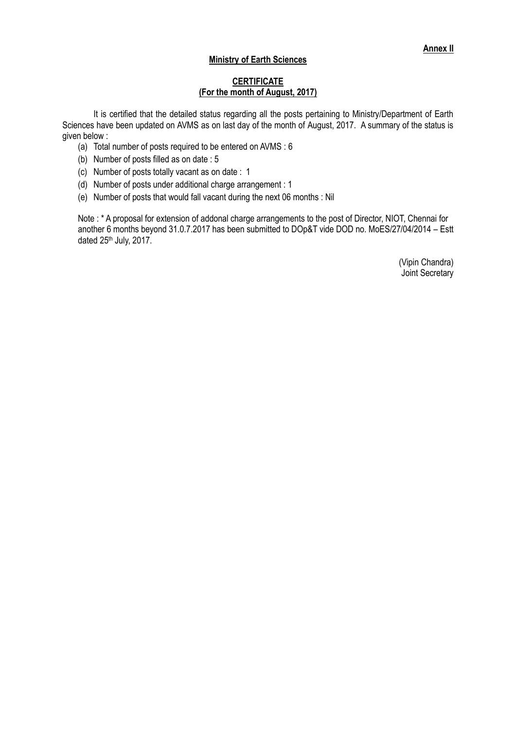**Annex II**

**Ministry of Earth Sciences**

**CERTIFICATE**
**(For the month of August, 2017)**

It is certified that the detailed status regarding all the posts pertaining to Ministry/Department of Earth Sciences have been updated on AVMS as on last day of the month of August, 2017. A summary of the status is given below :

(a) Total number of posts required to be entered on AVMS : 6
(b) Number of posts filled as on date : 5
(c) Number of posts totally vacant as on date : 1
(d) Number of posts under additional charge arrangement : 1
(e) Number of posts that would fall vacant during the next 06 months : Nil

Note : * A proposal for extension of addonal charge arrangements to the post of Director, NIOT, Chennai for another 6 months beyond 31.0.7.2017 has been submitted to DOp&T vide DOD no. MoES/27/04/2014 – Estt dated 25th July, 2017.

(Vipin Chandra)
Joint Secretary